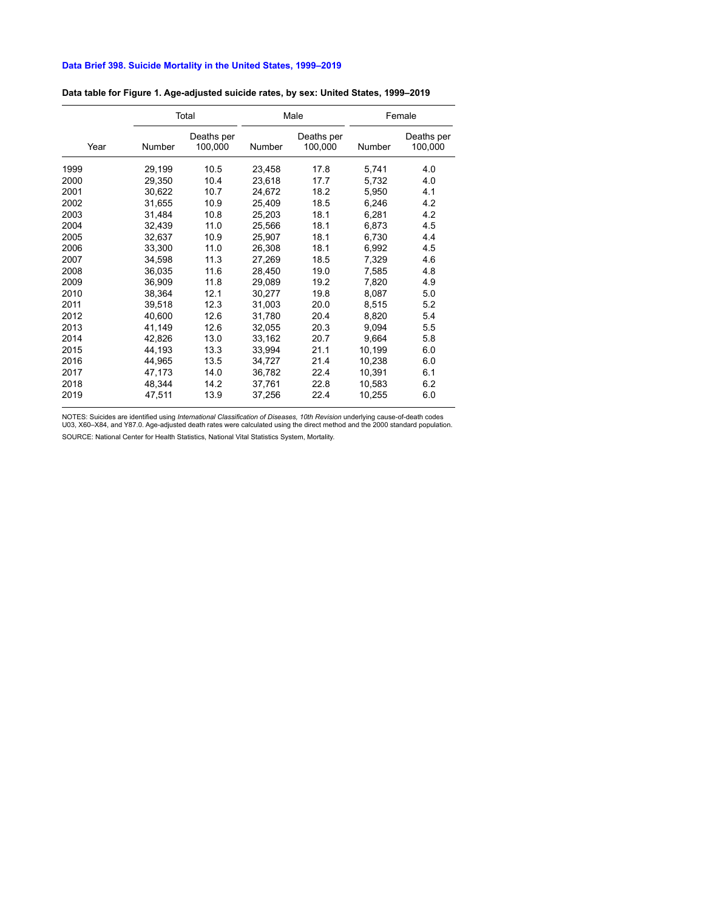**Data Brief 398. Suicide Mortality in the United States, 1999–2019**

**Data table for Figure 1. Age-adjusted suicide rates, by sex: United States, 1999–2019**

| Year | Total | | Male | | Female | |
|---|---|---|---|---|---|---|
| | Number | Deaths per 100,000 | Number | Deaths per 100,000 | Number | Deaths per 100,000 |
| 1999 | 29,199 | 10.5 | 23,458 | 17.8 | 5,741 | 4.0 |
| 2000 | 29,350 | 10.4 | 23,618 | 17.7 | 5,732 | 4.0 |
| 2001 | 30,622 | 10.7 | 24,672 | 18.2 | 5,950 | 4.1 |
| 2002 | 31,655 | 10.9 | 25,409 | 18.5 | 6,246 | 4.2 |
| 2003 | 31,484 | 10.8 | 25,203 | 18.1 | 6,281 | 4.2 |
| 2004 | 32,439 | 11.0 | 25,566 | 18.1 | 6,873 | 4.5 |
| 2005 | 32,637 | 10.9 | 25,907 | 18.1 | 6,730 | 4.4 |
| 2006 | 33,300 | 11.0 | 26,308 | 18.1 | 6,992 | 4.5 |
| 2007 | 34,598 | 11.3 | 27,269 | 18.5 | 7,329 | 4.6 |
| 2008 | 36,035 | 11.6 | 28,450 | 19.0 | 7,585 | 4.8 |
| 2009 | 36,909 | 11.8 | 29,089 | 19.2 | 7,820 | 4.9 |
| 2010 | 38,364 | 12.1 | 30,277 | 19.8 | 8,087 | 5.0 |
| 2011 | 39,518 | 12.3 | 31,003 | 20.0 | 8,515 | 5.2 |
| 2012 | 40,600 | 12.6 | 31,780 | 20.4 | 8,820 | 5.4 |
| 2013 | 41,149 | 12.6 | 32,055 | 20.3 | 9,094 | 5.5 |
| 2014 | 42,826 | 13.0 | 33,162 | 20.7 | 9,664 | 5.8 |
| 2015 | 44,193 | 13.3 | 33,994 | 21.1 | 10,199 | 6.0 |
| 2016 | 44,965 | 13.5 | 34,727 | 21.4 | 10,238 | 6.0 |
| 2017 | 47,173 | 14.0 | 36,782 | 22.4 | 10,391 | 6.1 |
| 2018 | 48,344 | 14.2 | 37,761 | 22.8 | 10,583 | 6.2 |
| 2019 | 47,511 | 13.9 | 37,256 | 22.4 | 10,255 | 6.0 |

NOTES: Suicides are identified using *International Classification of Diseases, 10th Revision* underlying cause-of-death codes U03, X60–X84, and Y87.0. Age-adjusted death rates were calculated using the direct method and the 2000 standard population.

SOURCE: National Center for Health Statistics, National Vital Statistics System, Mortality.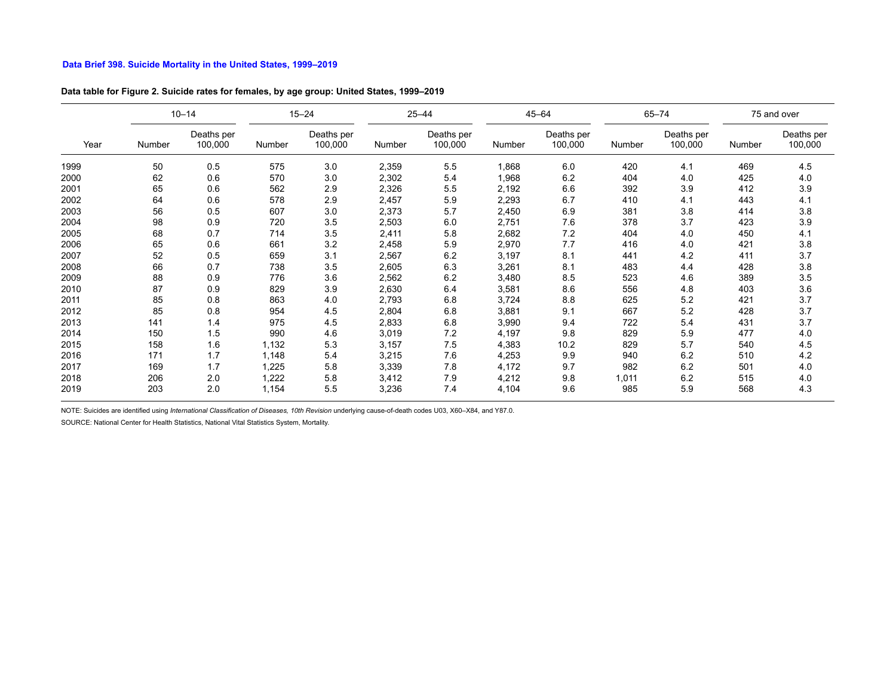**Data Brief 398. Suicide Mortality in the United States, 1999–2019**

**Data table for Figure 2. Suicide rates for females, by age group: United States, 1999–2019**

| | 10–14 | | 15–24 | | 25–44 | | 45–64 | | 65–74 | | 75 and over | |
|---|---|---|---|---|---|---|---|---|---|---|---|---|
| Year | Number | Deaths per 100,000 | Number | Deaths per 100,000 | Number | Deaths per 100,000 | Number | Deaths per 100,000 | Number | Deaths per 100,000 | Number | Deaths per 100,000 |
| 1999 | 50 | 0.5 | 575 | 3.0 | 2,359 | 5.5 | 1,868 | 6.0 | 420 | 4.1 | 469 | 4.5 |
| 2000 | 62 | 0.6 | 570 | 3.0 | 2,302 | 5.4 | 1,968 | 6.2 | 404 | 4.0 | 425 | 4.0 |
| 2001 | 65 | 0.6 | 562 | 2.9 | 2,326 | 5.5 | 2,192 | 6.6 | 392 | 3.9 | 412 | 3.9 |
| 2002 | 64 | 0.6 | 578 | 2.9 | 2,457 | 5.9 | 2,293 | 6.7 | 410 | 4.1 | 443 | 4.1 |
| 2003 | 56 | 0.5 | 607 | 3.0 | 2,373 | 5.7 | 2,450 | 6.9 | 381 | 3.8 | 414 | 3.8 |
| 2004 | 98 | 0.9 | 720 | 3.5 | 2,503 | 6.0 | 2,751 | 7.6 | 378 | 3.7 | 423 | 3.9 |
| 2005 | 68 | 0.7 | 714 | 3.5 | 2,411 | 5.8 | 2,682 | 7.2 | 404 | 4.0 | 450 | 4.1 |
| 2006 | 65 | 0.6 | 661 | 3.2 | 2,458 | 5.9 | 2,970 | 7.7 | 416 | 4.0 | 421 | 3.8 |
| 2007 | 52 | 0.5 | 659 | 3.1 | 2,567 | 6.2 | 3,197 | 8.1 | 441 | 4.2 | 411 | 3.7 |
| 2008 | 66 | 0.7 | 738 | 3.5 | 2,605 | 6.3 | 3,261 | 8.1 | 483 | 4.4 | 428 | 3.8 |
| 2009 | 88 | 0.9 | 776 | 3.6 | 2,562 | 6.2 | 3,480 | 8.5 | 523 | 4.6 | 389 | 3.5 |
| 2010 | 87 | 0.9 | 829 | 3.9 | 2,630 | 6.4 | 3,581 | 8.6 | 556 | 4.8 | 403 | 3.6 |
| 2011 | 85 | 0.8 | 863 | 4.0 | 2,793 | 6.8 | 3,724 | 8.8 | 625 | 5.2 | 421 | 3.7 |
| 2012 | 85 | 0.8 | 954 | 4.5 | 2,804 | 6.8 | 3,881 | 9.1 | 667 | 5.2 | 428 | 3.7 |
| 2013 | 141 | 1.4 | 975 | 4.5 | 2,833 | 6.8 | 3,990 | 9.4 | 722 | 5.4 | 431 | 3.7 |
| 2014 | 150 | 1.5 | 990 | 4.6 | 3,019 | 7.2 | 4,197 | 9.8 | 829 | 5.9 | 477 | 4.0 |
| 2015 | 158 | 1.6 | 1,132 | 5.3 | 3,157 | 7.5 | 4,383 | 10.2 | 829 | 5.7 | 540 | 4.5 |
| 2016 | 171 | 1.7 | 1,148 | 5.4 | 3,215 | 7.6 | 4,253 | 9.9 | 940 | 6.2 | 510 | 4.2 |
| 2017 | 169 | 1.7 | 1,225 | 5.8 | 3,339 | 7.8 | 4,172 | 9.7 | 982 | 6.2 | 501 | 4.0 |
| 2018 | 206 | 2.0 | 1,222 | 5.8 | 3,412 | 7.9 | 4,212 | 9.8 | 1,011 | 6.2 | 515 | 4.0 |
| 2019 | 203 | 2.0 | 1,154 | 5.5 | 3,236 | 7.4 | 4,104 | 9.6 | 985 | 5.9 | 568 | 4.3 |

NOTE: Suicides are identified using *International Classification of Diseases, 10th Revision* underlying cause-of-death codes U03, X60–X84, and Y87.0.

SOURCE: National Center for Health Statistics, National Vital Statistics System, Mortality.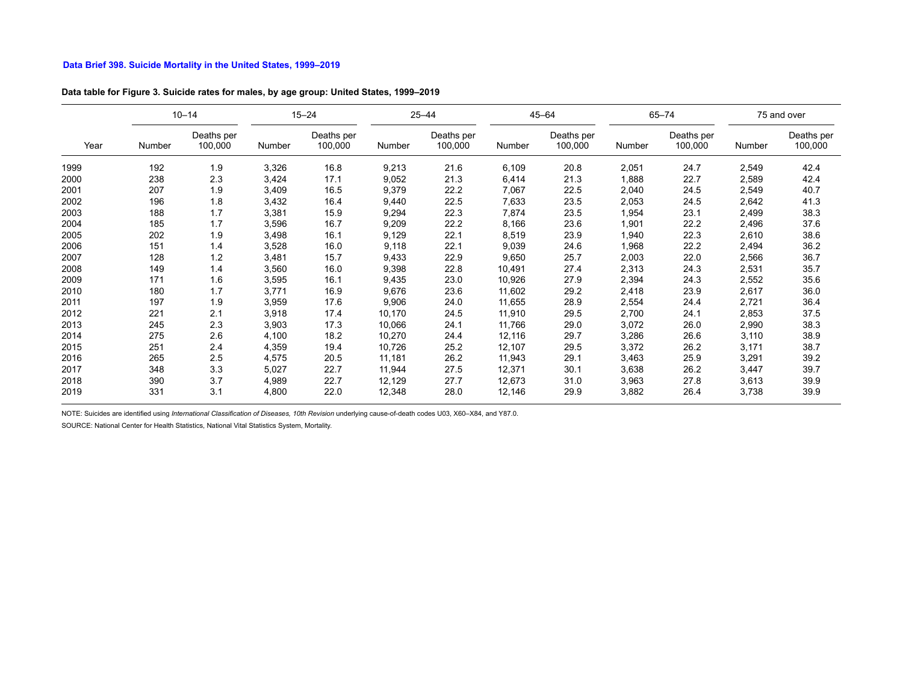**Data Brief 398. Suicide Mortality in the United States, 1999–2019**

**Data table for Figure 3. Suicide rates for males, by age group: United States, 1999–2019**

| | 10–14 | | 15–24 | | 25–44 | | 45–64 | | 65–74 | | 75 and over | |
|---|---|---|---|---|---|---|---|---|---|---|---|---|
| Year | Number | Deaths per 100,000 | Number | Deaths per 100,000 | Number | Deaths per 100,000 | Number | Deaths per 100,000 | Number | Deaths per 100,000 | Number | Deaths per 100,000 |
| 1999 | 192 | 1.9 | 3,326 | 16.8 | 9,213 | 21.6 | 6,109 | 20.8 | 2,051 | 24.7 | 2,549 | 42.4 |
| 2000 | 238 | 2.3 | 3,424 | 17.1 | 9,052 | 21.3 | 6,414 | 21.3 | 1,888 | 22.7 | 2,589 | 42.4 |
| 2001 | 207 | 1.9 | 3,409 | 16.5 | 9,379 | 22.2 | 7,067 | 22.5 | 2,040 | 24.5 | 2,549 | 40.7 |
| 2002 | 196 | 1.8 | 3,432 | 16.4 | 9,440 | 22.5 | 7,633 | 23.5 | 2,053 | 24.5 | 2,642 | 41.3 |
| 2003 | 188 | 1.7 | 3,381 | 15.9 | 9,294 | 22.3 | 7,874 | 23.5 | 1,954 | 23.1 | 2,499 | 38.3 |
| 2004 | 185 | 1.7 | 3,596 | 16.7 | 9,209 | 22.2 | 8,166 | 23.6 | 1,901 | 22.2 | 2,496 | 37.6 |
| 2005 | 202 | 1.9 | 3,498 | 16.1 | 9,129 | 22.1 | 8,519 | 23.9 | 1,940 | 22.3 | 2,610 | 38.6 |
| 2006 | 151 | 1.4 | 3,528 | 16.0 | 9,118 | 22.1 | 9,039 | 24.6 | 1,968 | 22.2 | 2,494 | 36.2 |
| 2007 | 128 | 1.2 | 3,481 | 15.7 | 9,433 | 22.9 | 9,650 | 25.7 | 2,003 | 22.0 | 2,566 | 36.7 |
| 2008 | 149 | 1.4 | 3,560 | 16.0 | 9,398 | 22.8 | 10,491 | 27.4 | 2,313 | 24.3 | 2,531 | 35.7 |
| 2009 | 171 | 1.6 | 3,595 | 16.1 | 9,435 | 23.0 | 10,926 | 27.9 | 2,394 | 24.3 | 2,552 | 35.6 |
| 2010 | 180 | 1.7 | 3,771 | 16.9 | 9,676 | 23.6 | 11,602 | 29.2 | 2,418 | 23.9 | 2,617 | 36.0 |
| 2011 | 197 | 1.9 | 3,959 | 17.6 | 9,906 | 24.0 | 11,655 | 28.9 | 2,554 | 24.4 | 2,721 | 36.4 |
| 2012 | 221 | 2.1 | 3,918 | 17.4 | 10,170 | 24.5 | 11,910 | 29.5 | 2,700 | 24.1 | 2,853 | 37.5 |
| 2013 | 245 | 2.3 | 3,903 | 17.3 | 10,066 | 24.1 | 11,766 | 29.0 | 3,072 | 26.0 | 2,990 | 38.3 |
| 2014 | 275 | 2.6 | 4,100 | 18.2 | 10,270 | 24.4 | 12,116 | 29.7 | 3,286 | 26.6 | 3,110 | 38.9 |
| 2015 | 251 | 2.4 | 4,359 | 19.4 | 10,726 | 25.2 | 12,107 | 29.5 | 3,372 | 26.2 | 3,171 | 38.7 |
| 2016 | 265 | 2.5 | 4,575 | 20.5 | 11,181 | 26.2 | 11,943 | 29.1 | 3,463 | 25.9 | 3,291 | 39.2 |
| 2017 | 348 | 3.3 | 5,027 | 22.7 | 11,944 | 27.5 | 12,371 | 30.1 | 3,638 | 26.2 | 3,447 | 39.7 |
| 2018 | 390 | 3.7 | 4,989 | 22.7 | 12,129 | 27.7 | 12,673 | 31.0 | 3,963 | 27.8 | 3,613 | 39.9 |
| 2019 | 331 | 3.1 | 4,800 | 22.0 | 12,348 | 28.0 | 12,146 | 29.9 | 3,882 | 26.4 | 3,738 | 39.9 |

NOTE: Suicides are identified using *International Classification of Diseases, 10th Revision* underlying cause-of-death codes U03, X60–X84, and Y87.0.

SOURCE: National Center for Health Statistics, National Vital Statistics System, Mortality.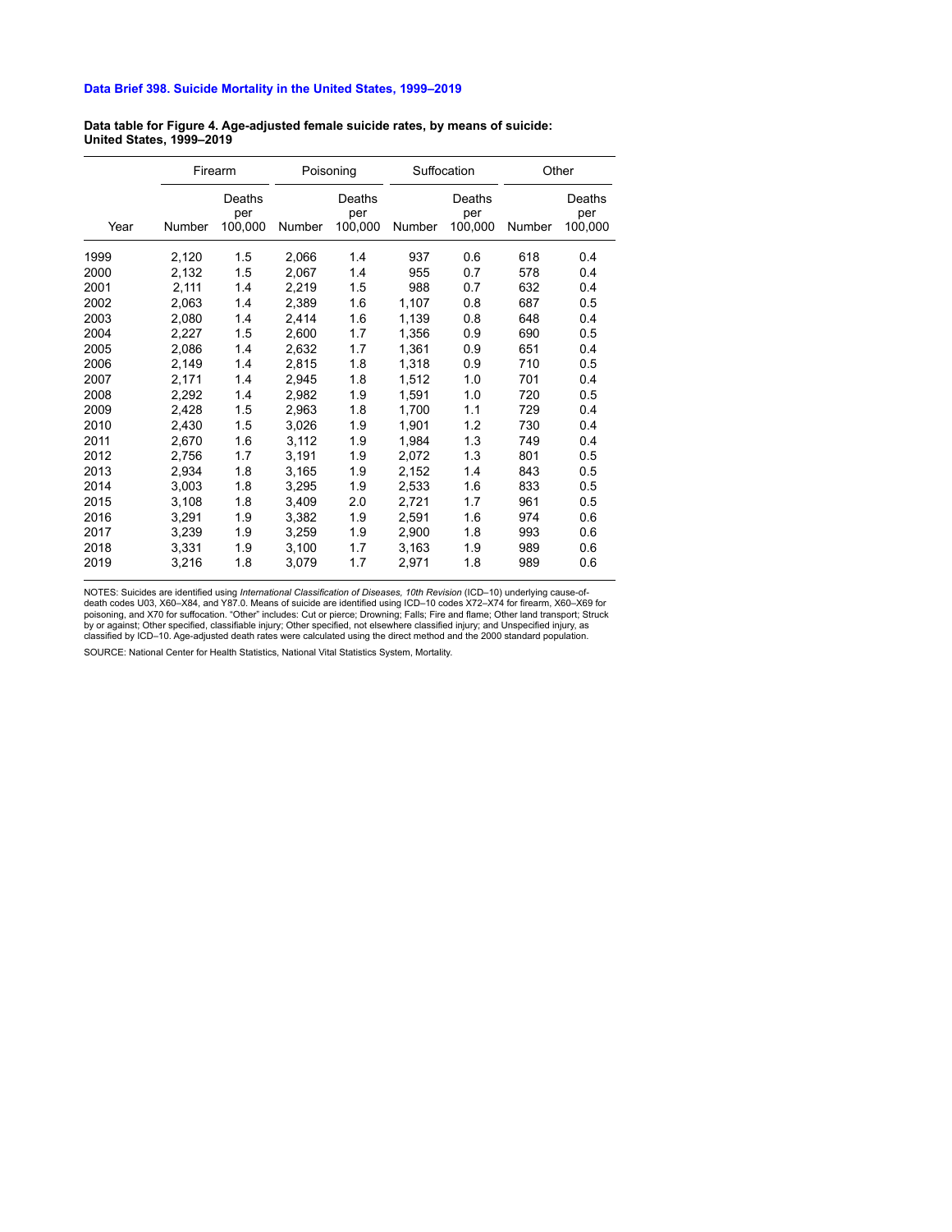**Data Brief 398. Suicide Mortality in the United States, 1999–2019**

**Data table for Figure 4. Age-adjusted female suicide rates, by means of suicide: United States, 1999–2019**

| | Firearm | | Poisoning | | Suffocation | | Other | |
|---|---|---|---|---|---|---|---|---|
| Year | Number | Deaths per 100,000 | Number | Deaths per 100,000 | Number | Deaths per 100,000 | Number | Deaths per 100,000 |
| 1999 | 2,120 | 1.5 | 2,066 | 1.4 | 937 | 0.6 | 618 | 0.4 |
| 2000 | 2,132 | 1.5 | 2,067 | 1.4 | 955 | 0.7 | 578 | 0.4 |
| 2001 | 2,111 | 1.4 | 2,219 | 1.5 | 988 | 0.7 | 632 | 0.4 |
| 2002 | 2,063 | 1.4 | 2,389 | 1.6 | 1,107 | 0.8 | 687 | 0.5 |
| 2003 | 2,080 | 1.4 | 2,414 | 1.6 | 1,139 | 0.8 | 648 | 0.4 |
| 2004 | 2,227 | 1.5 | 2,600 | 1.7 | 1,356 | 0.9 | 690 | 0.5 |
| 2005 | 2,086 | 1.4 | 2,632 | 1.7 | 1,361 | 0.9 | 651 | 0.4 |
| 2006 | 2,149 | 1.4 | 2,815 | 1.8 | 1,318 | 0.9 | 710 | 0.5 |
| 2007 | 2,171 | 1.4 | 2,945 | 1.8 | 1,512 | 1.0 | 701 | 0.4 |
| 2008 | 2,292 | 1.4 | 2,982 | 1.9 | 1,591 | 1.0 | 720 | 0.5 |
| 2009 | 2,428 | 1.5 | 2,963 | 1.8 | 1,700 | 1.1 | 729 | 0.4 |
| 2010 | 2,430 | 1.5 | 3,026 | 1.9 | 1,901 | 1.2 | 730 | 0.4 |
| 2011 | 2,670 | 1.6 | 3,112 | 1.9 | 1,984 | 1.3 | 749 | 0.4 |
| 2012 | 2,756 | 1.7 | 3,191 | 1.9 | 2,072 | 1.3 | 801 | 0.5 |
| 2013 | 2,934 | 1.8 | 3,165 | 1.9 | 2,152 | 1.4 | 843 | 0.5 |
| 2014 | 3,003 | 1.8 | 3,295 | 1.9 | 2,533 | 1.6 | 833 | 0.5 |
| 2015 | 3,108 | 1.8 | 3,409 | 2.0 | 2,721 | 1.7 | 961 | 0.5 |
| 2016 | 3,291 | 1.9 | 3,382 | 1.9 | 2,591 | 1.6 | 974 | 0.6 |
| 2017 | 3,239 | 1.9 | 3,259 | 1.9 | 2,900 | 1.8 | 993 | 0.6 |
| 2018 | 3,331 | 1.9 | 3,100 | 1.7 | 3,163 | 1.9 | 989 | 0.6 |
| 2019 | 3,216 | 1.8 | 3,079 | 1.7 | 2,971 | 1.8 | 989 | 0.6 |

NOTES: Suicides are identified using *International Classification of Diseases, 10th Revision* (ICD–10) underlying cause-of-death codes U03, X60–X84, and Y87.0. Means of suicide are identified using ICD–10 codes X72–X74 for firearm, X60–X69 for poisoning, and X70 for suffocation. "Other" includes: Cut or pierce; Drowning; Falls; Fire and flame; Other land transport; Struck by or against; Other specified, classifiable injury; Other specified, not elsewhere classified injury; and Unspecified injury, as classified by ICD–10. Age-adjusted death rates were calculated using the direct method and the 2000 standard population.

SOURCE: National Center for Health Statistics, National Vital Statistics System, Mortality.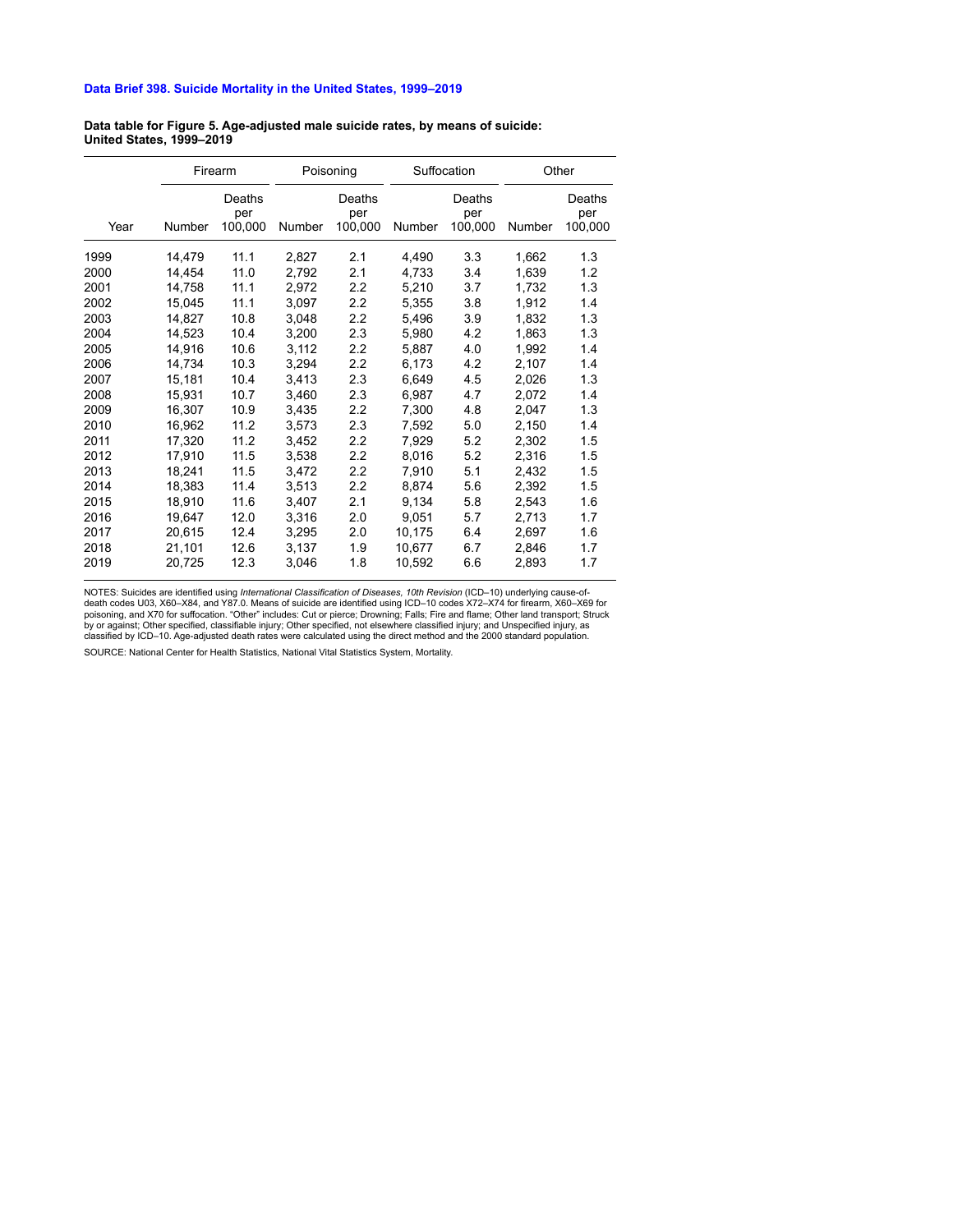**Data Brief 398. Suicide Mortality in the United States, 1999–2019**

**Data table for Figure 5. Age-adjusted male suicide rates, by means of suicide: United States, 1999–2019**

| | Firearm | | Poisoning | | Suffocation | | Other | |
|---|---|---|---|---|---|---|---|---|
| Year | Number | Deaths per 100,000 | Number | Deaths per 100,000 | Number | Deaths per 100,000 | Number | Deaths per 100,000 |
| 1999 | 14,479 | 11.1 | 2,827 | 2.1 | 4,490 | 3.3 | 1,662 | 1.3 |
| 2000 | 14,454 | 11.0 | 2,792 | 2.1 | 4,733 | 3.4 | 1,639 | 1.2 |
| 2001 | 14,758 | 11.1 | 2,972 | 2.2 | 5,210 | 3.7 | 1,732 | 1.3 |
| 2002 | 15,045 | 11.1 | 3,097 | 2.2 | 5,355 | 3.8 | 1,912 | 1.4 |
| 2003 | 14,827 | 10.8 | 3,048 | 2.2 | 5,496 | 3.9 | 1,832 | 1.3 |
| 2004 | 14,523 | 10.4 | 3,200 | 2.3 | 5,980 | 4.2 | 1,863 | 1.3 |
| 2005 | 14,916 | 10.6 | 3,112 | 2.2 | 5,887 | 4.0 | 1,992 | 1.4 |
| 2006 | 14,734 | 10.3 | 3,294 | 2.2 | 6,173 | 4.2 | 2,107 | 1.4 |
| 2007 | 15,181 | 10.4 | 3,413 | 2.3 | 6,649 | 4.5 | 2,026 | 1.3 |
| 2008 | 15,931 | 10.7 | 3,460 | 2.3 | 6,987 | 4.7 | 2,072 | 1.4 |
| 2009 | 16,307 | 10.9 | 3,435 | 2.2 | 7,300 | 4.8 | 2,047 | 1.3 |
| 2010 | 16,962 | 11.2 | 3,573 | 2.3 | 7,592 | 5.0 | 2,150 | 1.4 |
| 2011 | 17,320 | 11.2 | 3,452 | 2.2 | 7,929 | 5.2 | 2,302 | 1.5 |
| 2012 | 17,910 | 11.5 | 3,538 | 2.2 | 8,016 | 5.2 | 2,316 | 1.5 |
| 2013 | 18,241 | 11.5 | 3,472 | 2.2 | 7,910 | 5.1 | 2,432 | 1.5 |
| 2014 | 18,383 | 11.4 | 3,513 | 2.2 | 8,874 | 5.6 | 2,392 | 1.5 |
| 2015 | 18,910 | 11.6 | 3,407 | 2.1 | 9,134 | 5.8 | 2,543 | 1.6 |
| 2016 | 19,647 | 12.0 | 3,316 | 2.0 | 9,051 | 5.7 | 2,713 | 1.7 |
| 2017 | 20,615 | 12.4 | 3,295 | 2.0 | 10,175 | 6.4 | 2,697 | 1.6 |
| 2018 | 21,101 | 12.6 | 3,137 | 1.9 | 10,677 | 6.7 | 2,846 | 1.7 |
| 2019 | 20,725 | 12.3 | 3,046 | 1.8 | 10,592 | 6.6 | 2,893 | 1.7 |

NOTES: Suicides are identified using *International Classification of Diseases, 10th Revision* (ICD–10) underlying cause-of-death codes U03, X60–X84, and Y87.0. Means of suicide are identified using ICD–10 codes X72–X74 for firearm, X60–X69 for poisoning, and X70 for suffocation. "Other" includes: Cut or pierce; Drowning; Falls; Fire and flame; Other land transport; Struck by or against; Other specified, classifiable injury; Other specified, not elsewhere classified injury; and Unspecified injury, as classified by ICD–10. Age-adjusted death rates were calculated using the direct method and the 2000 standard population.

SOURCE: National Center for Health Statistics, National Vital Statistics System, Mortality.